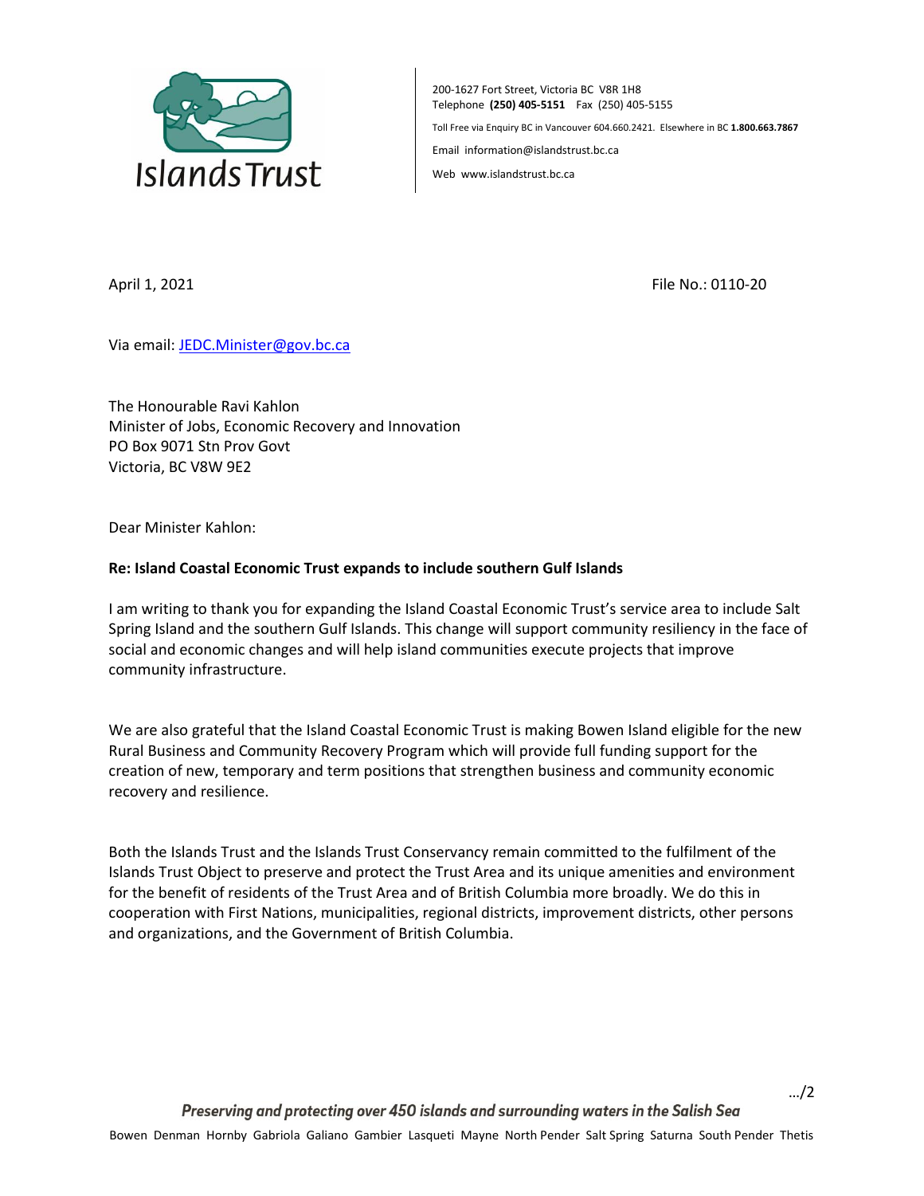Islands Trust

200-1627 Fort Street, Victoria BC V8R 1H8
Telephone **(250) 405-5151** Fax (250) 405-5155

Toll Free via Enquiry BC in Vancouver 604.660.2421. Elsewhere in BC **1.800.663.7867**

Email information@islandstrust.bc.ca

Web www.islandstrust.bc.ca

April 1, 2021 File No.: 0110-20

Via email: JEDC.Minister@gov.bc.ca

The Honourable Ravi Kahlon
Minister of Jobs, Economic Recovery and Innovation
PO Box 9071 Stn Prov Govt
Victoria, BC V8W 9E2

Dear Minister Kahlon:

**Re: Island Coastal Economic Trust expands to include southern Gulf Islands**

I am writing to thank you for expanding the Island Coastal Economic Trust's service area to include Salt Spring Island and the southern Gulf Islands. This change will support community resiliency in the face of social and economic changes and will help island communities execute projects that improve community infrastructure.

We are also grateful that the Island Coastal Economic Trust is making Bowen Island eligible for the new Rural Business and Community Recovery Program which will provide full funding support for the creation of new, temporary and term positions that strengthen business and community economic recovery and resilience.

Both the Islands Trust and the Islands Trust Conservancy remain committed to the fulfilment of the Islands Trust Object to preserve and protect the Trust Area and its unique amenities and environment for the benefit of residents of the Trust Area and of British Columbia more broadly. We do this in cooperation with First Nations, municipalities, regional districts, improvement districts, other persons and organizations, and the Government of British Columbia.

.../2

*Preserving and protecting over 450 islands and surrounding waters in the Salish Sea*

Bowen Denman Hornby Gabriola Galiano Gambier Lasqueti Mayne North Pender Salt Spring Saturna South Pender Thetis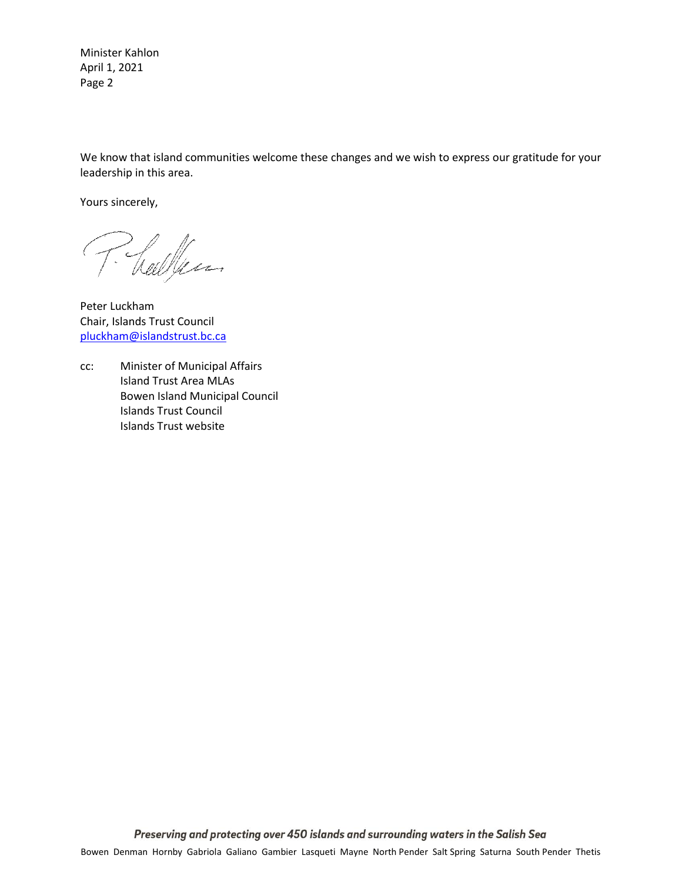We know that island communities welcome these changes and we wish to express our gratitude for your leadership in this area.

Yours sincerely,

Peter Luckham
Chair, Islands Trust Council
pluckham@islandstrust.bc.ca

cc: Minister of Municipal Affairs
Island Trust Area MLAs
Bowen Island Municipal Council
Islands Trust Council
Islands Trust website